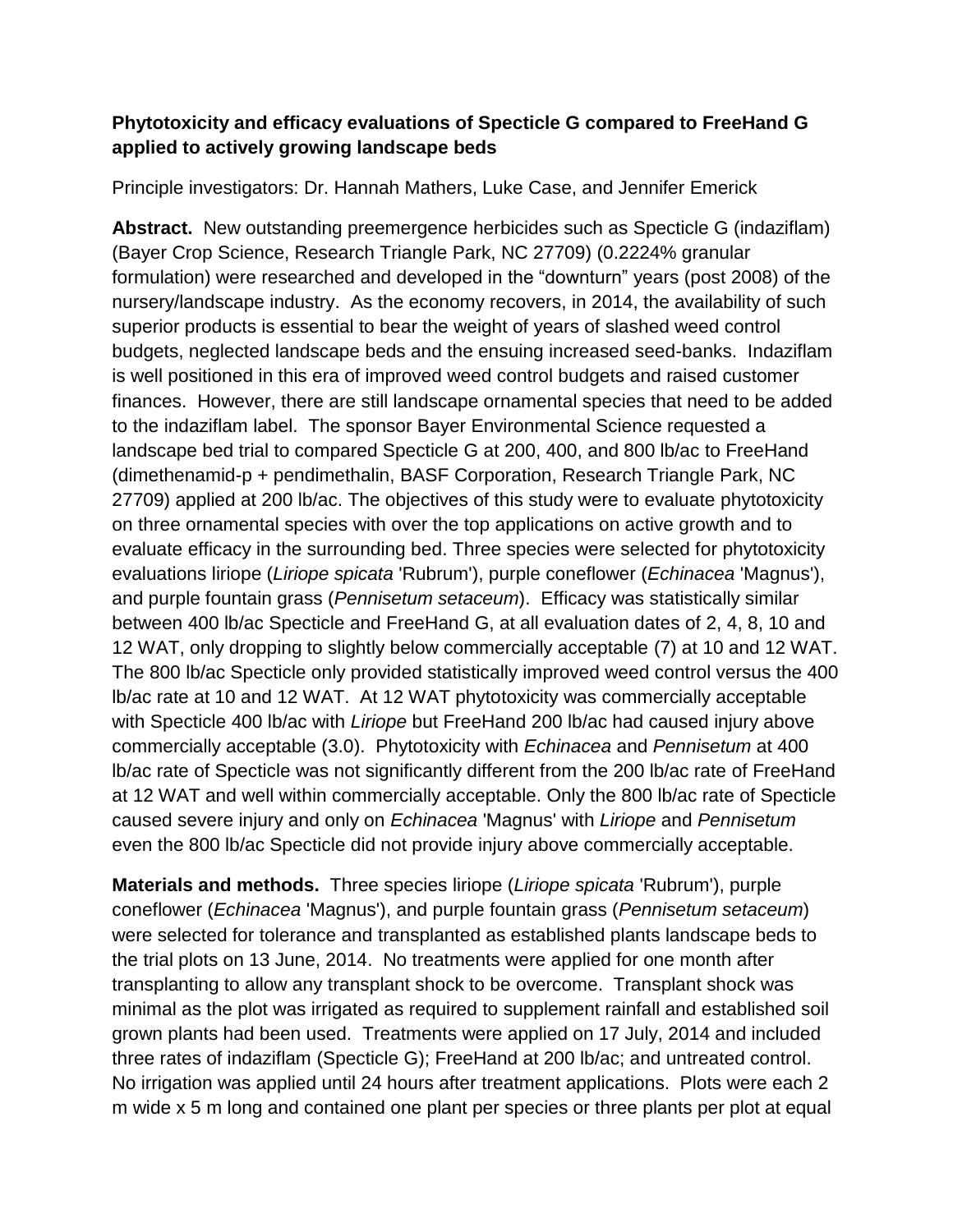**Phytotoxicity and efficacy evaluations of Specticle G compared to FreeHand G applied to actively growing landscape beds**

Principle investigators: Dr. Hannah Mathers, Luke Case, and Jennifer Emerick

**Abstract.** New outstanding preemergence herbicides such as Specticle G (indaziflam) (Bayer Crop Science, Research Triangle Park, NC 27709) (0.2224% granular formulation) were researched and developed in the "downturn" years (post 2008) of the nursery/landscape industry. As the economy recovers, in 2014, the availability of such superior products is essential to bear the weight of years of slashed weed control budgets, neglected landscape beds and the ensuing increased seed-banks. Indaziflam is well positioned in this era of improved weed control budgets and raised customer finances. However, there are still landscape ornamental species that need to be added to the indaziflam label. The sponsor Bayer Environmental Science requested a landscape bed trial to compared Specticle G at 200, 400, and 800 lb/ac to FreeHand (dimethenamid-p + pendimethalin, BASF Corporation, Research Triangle Park, NC 27709) applied at 200 lb/ac. The objectives of this study were to evaluate phytotoxicity on three ornamental species with over the top applications on active growth and to evaluate efficacy in the surrounding bed. Three species were selected for phytotoxicity evaluations liriope (*Liriope spicata* 'Rubrum'), purple coneflower (*Echinacea* 'Magnus'), and purple fountain grass (*Pennisetum setaceum*). Efficacy was statistically similar between 400 lb/ac Specticle and FreeHand G, at all evaluation dates of 2, 4, 8, 10 and 12 WAT, only dropping to slightly below commercially acceptable (7) at 10 and 12 WAT. The 800 lb/ac Specticle only provided statistically improved weed control versus the 400 lb/ac rate at 10 and 12 WAT. At 12 WAT phytotoxicity was commercially acceptable with Specticle 400 lb/ac with *Liriope* but FreeHand 200 lb/ac had caused injury above commercially acceptable (3.0). Phytotoxicity with *Echinacea* and *Pennisetum* at 400 lb/ac rate of Specticle was not significantly different from the 200 lb/ac rate of FreeHand at 12 WAT and well within commercially acceptable. Only the 800 lb/ac rate of Specticle caused severe injury and only on *Echinacea* 'Magnus' with *Liriope* and *Pennisetum* even the 800 lb/ac Specticle did not provide injury above commercially acceptable.

**Materials and methods.** Three species liriope (*Liriope spicata* 'Rubrum'), purple coneflower (*Echinacea* 'Magnus'), and purple fountain grass (*Pennisetum setaceum*) were selected for tolerance and transplanted as established plants landscape beds to the trial plots on 13 June, 2014. No treatments were applied for one month after transplanting to allow any transplant shock to be overcome. Transplant shock was minimal as the plot was irrigated as required to supplement rainfall and established soil grown plants had been used. Treatments were applied on 17 July, 2014 and included three rates of indaziflam (Specticle G); FreeHand at 200 lb/ac; and untreated control. No irrigation was applied until 24 hours after treatment applications. Plots were each 2 m wide x 5 m long and contained one plant per species or three plants per plot at equal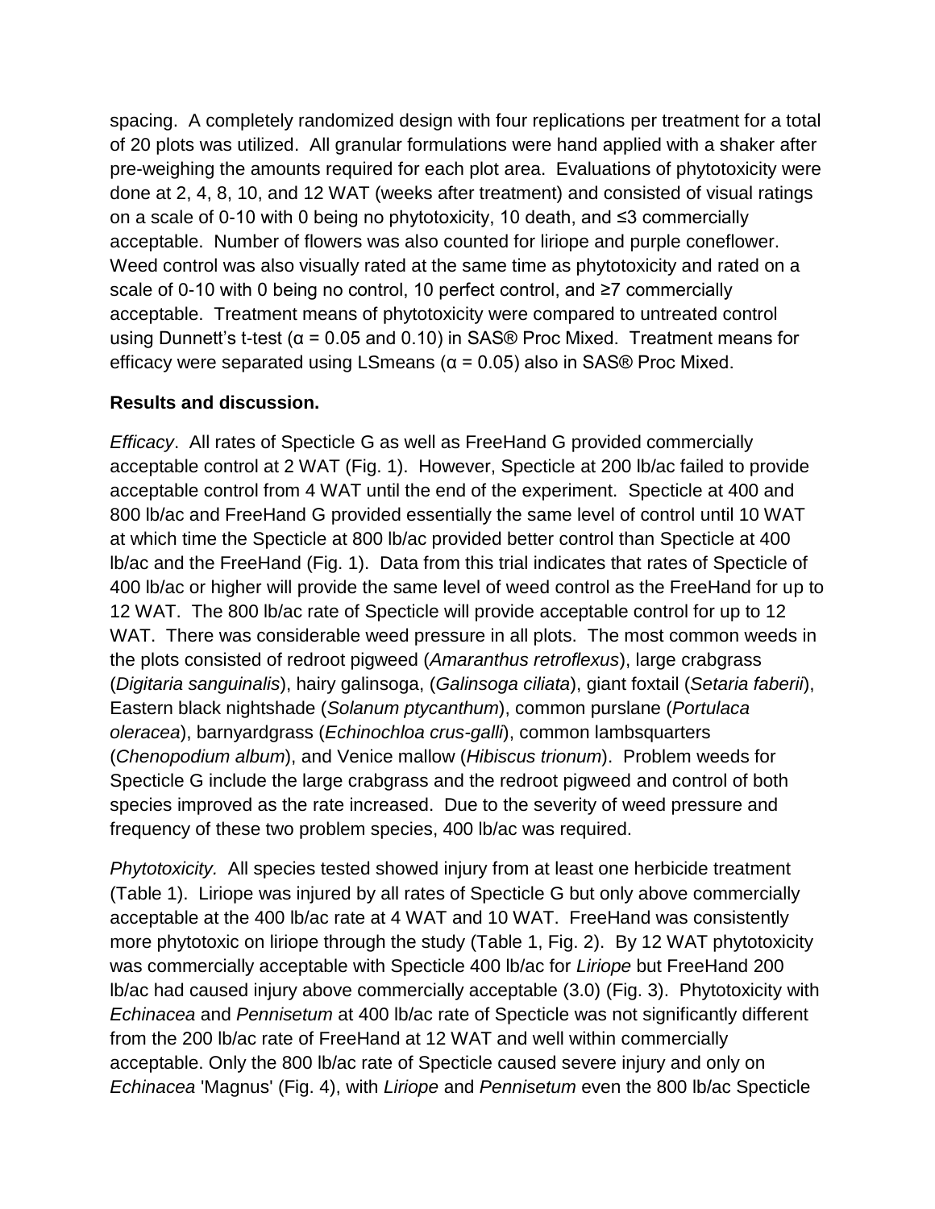spacing. A completely randomized design with four replications per treatment for a total of 20 plots was utilized. All granular formulations were hand applied with a shaker after pre-weighing the amounts required for each plot area. Evaluations of phytotoxicity were done at 2, 4, 8, 10, and 12 WAT (weeks after treatment) and consisted of visual ratings on a scale of 0-10 with 0 being no phytotoxicity, 10 death, and ≤3 commercially acceptable. Number of flowers was also counted for liriope and purple coneflower. Weed control was also visually rated at the same time as phytotoxicity and rated on a scale of 0-10 with 0 being no control, 10 perfect control, and ≥7 commercially acceptable. Treatment means of phytotoxicity were compared to untreated control using Dunnett's t-test ($\alpha = 0.05$ and $0.10$) in SAS® Proc Mixed. Treatment means for efficacy were separated using LSmeans ($\alpha = 0.05$) also in SAS® Proc Mixed.

**Results and discussion.**

*Efficacy*. All rates of Specticle G as well as FreeHand G provided commercially acceptable control at 2 WAT (Fig. 1). However, Specticle at 200 lb/ac failed to provide acceptable control from 4 WAT until the end of the experiment. Specticle at 400 and 800 lb/ac and FreeHand G provided essentially the same level of control until 10 WAT at which time the Specticle at 800 lb/ac provided better control than Specticle at 400 lb/ac and the FreeHand (Fig. 1). Data from this trial indicates that rates of Specticle of 400 lb/ac or higher will provide the same level of weed control as the FreeHand for up to 12 WAT. The 800 lb/ac rate of Specticle will provide acceptable control for up to 12 WAT. There was considerable weed pressure in all plots. The most common weeds in the plots consisted of redroot pigweed (*Amaranthus retroflexus*), large crabgrass (*Digitaria sanguinalis*), hairy galinsoga, (*Galinsoga ciliata*), giant foxtail (*Setaria faberii*), Eastern black nightshade (*Solanum ptycanthum*), common purslane (*Portulaca oleracea*), barnyardgrass (*Echinochloa crus-galli*), common lambsquarters (*Chenopodium album*), and Venice mallow (*Hibiscus trionum*). Problem weeds for Specticle G include the large crabgrass and the redroot pigweed and control of both species improved as the rate increased. Due to the severity of weed pressure and frequency of these two problem species, 400 lb/ac was required.

*Phytotoxicity.* All species tested showed injury from at least one herbicide treatment (Table 1). Liriope was injured by all rates of Specticle G but only above commercially acceptable at the 400 lb/ac rate at 4 WAT and 10 WAT. FreeHand was consistently more phytotoxic on liriope through the study (Table 1, Fig. 2). By 12 WAT phytotoxicity was commercially acceptable with Specticle 400 lb/ac for *Liriope* but FreeHand 200 lb/ac had caused injury above commercially acceptable (3.0) (Fig. 3). Phytotoxicity with *Echinacea* and *Pennisetum* at 400 lb/ac rate of Specticle was not significantly different from the 200 lb/ac rate of FreeHand at 12 WAT and well within commercially acceptable. Only the 800 lb/ac rate of Specticle caused severe injury and only on *Echinacea* 'Magnus' (Fig. 4), with *Liriope* and *Pennisetum* even the 800 lb/ac Specticle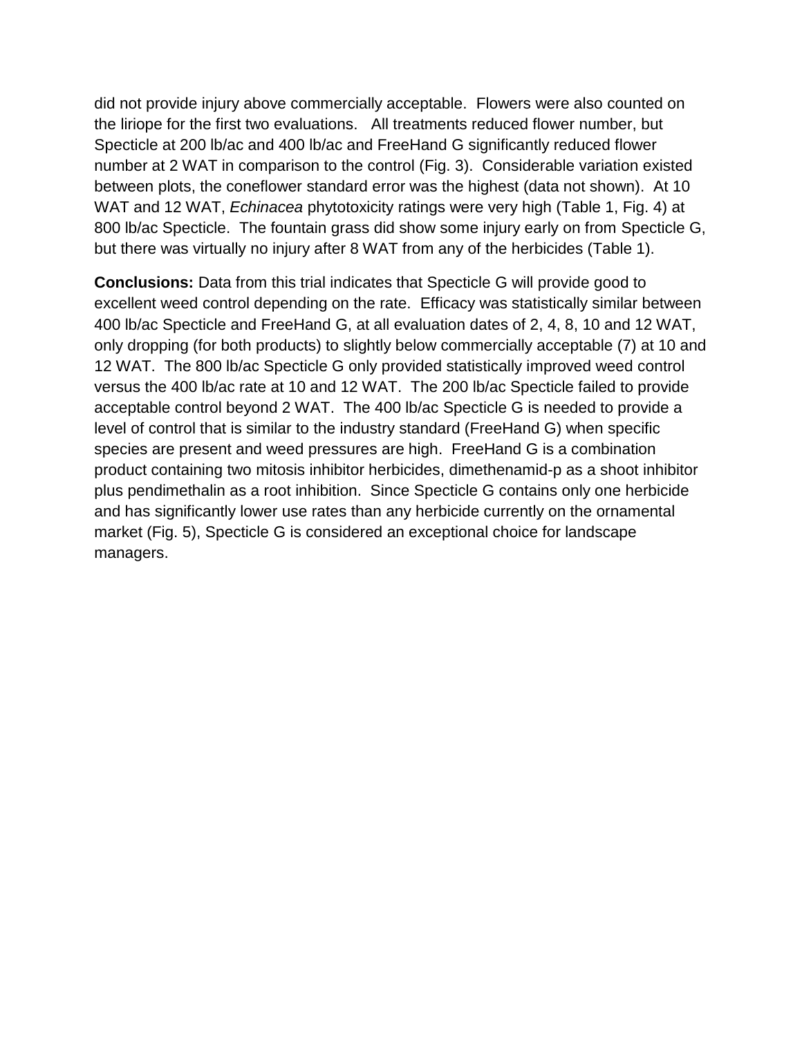did not provide injury above commercially acceptable. Flowers were also counted on the liriope for the first two evaluations. All treatments reduced flower number, but Specticle at 200 lb/ac and 400 lb/ac and FreeHand G significantly reduced flower number at 2 WAT in comparison to the control (Fig. 3). Considerable variation existed between plots, the coneflower standard error was the highest (data not shown). At 10 WAT and 12 WAT, *Echinacea* phytotoxicity ratings were very high (Table 1, Fig. 4) at 800 lb/ac Specticle. The fountain grass did show some injury early on from Specticle G, but there was virtually no injury after 8 WAT from any of the herbicides (Table 1).

**Conclusions:** Data from this trial indicates that Specticle G will provide good to excellent weed control depending on the rate. Efficacy was statistically similar between 400 lb/ac Specticle and FreeHand G, at all evaluation dates of 2, 4, 8, 10 and 12 WAT, only dropping (for both products) to slightly below commercially acceptable (7) at 10 and 12 WAT. The 800 lb/ac Specticle G only provided statistically improved weed control versus the 400 lb/ac rate at 10 and 12 WAT. The 200 lb/ac Specticle failed to provide acceptable control beyond 2 WAT. The 400 lb/ac Specticle G is needed to provide a level of control that is similar to the industry standard (FreeHand G) when specific species are present and weed pressures are high. FreeHand G is a combination product containing two mitosis inhibitor herbicides, dimethenamid-p as a shoot inhibitor plus pendimethalin as a root inhibition. Since Specticle G contains only one herbicide and has significantly lower use rates than any herbicide currently on the ornamental market (Fig. 5), Specticle G is considered an exceptional choice for landscape managers.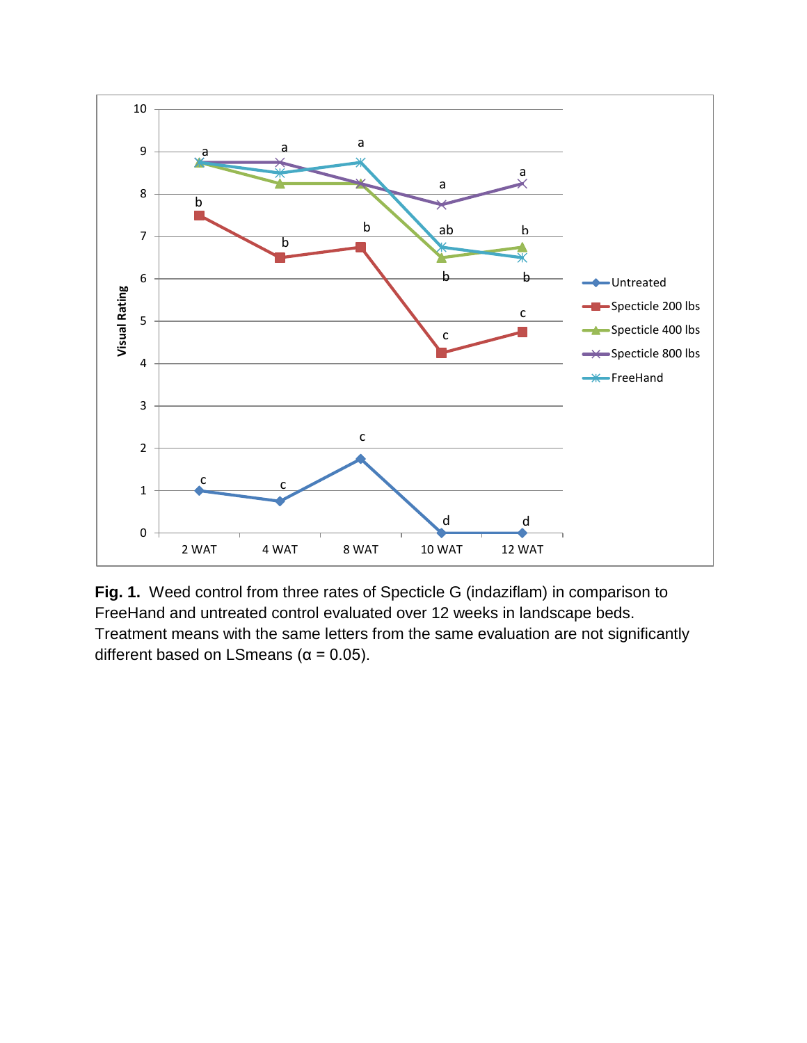**Fig. 1.** Weed control from three rates of Specticle G (indaziflam) in comparison to FreeHand and untreated control evaluated over 12 weeks in landscape beds. Treatment means with the same letters from the same evaluation are not significantly different based on LSmeans (α = 0.05).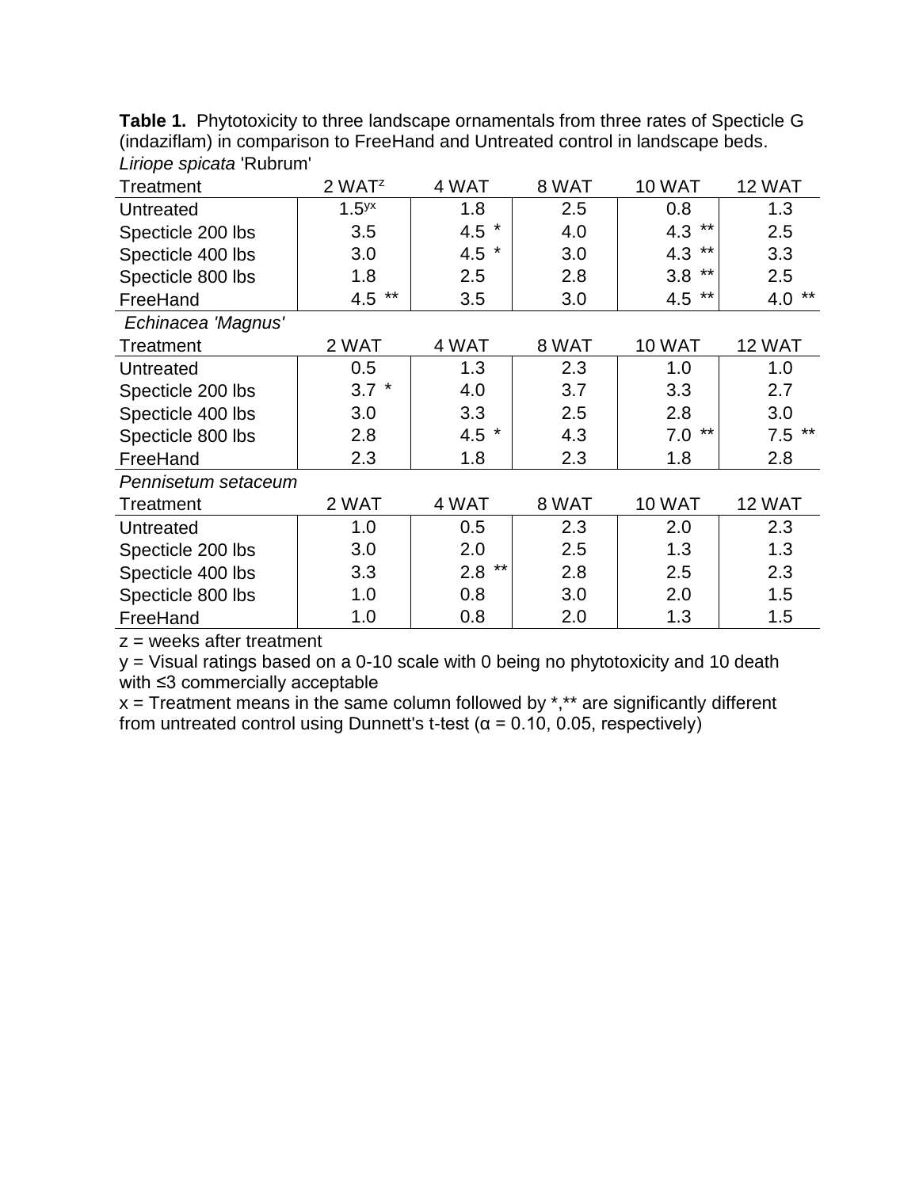**Table 1.** Phytotoxicity to three landscape ornamentals from three rates of Specticle G (indaziflam) in comparison to FreeHand and Untreated control in landscape beds.

*Liriope spicata* 'Rubrum'

| Treatment | 2 WAT[z] | 4 WAT | 8 WAT | 10 WAT | 12 WAT |
|---|---|---|---|---|---|
| Untreated | 1.5[yx] | 1.8 | 2.5 | 0.8 | 1.3 |
| Specticle 200 lbs | 3.5 | 4.5 * | 4.0 | 4.3 ** | 2.5 |
| Specticle 400 lbs | 3.0 | 4.5 * | 3.0 | 4.3 ** | 3.3 |
| Specticle 800 lbs | 1.8 | 2.5 | 2.8 | 3.8 ** | 2.5 |
| FreeHand | 4.5 ** | 3.5 | 3.0 | 4.5 ** | 4.0 ** |

*Echinacea 'Magnus'*

| Treatment | 2 WAT | 4 WAT | 8 WAT | 10 WAT | 12 WAT |
|---|---|---|---|---|---|
| Untreated | 0.5 | 1.3 | 2.3 | 1.0 | 1.0 |
| Specticle 200 lbs | 3.7 * | 4.0 | 3.7 | 3.3 | 2.7 |
| Specticle 400 lbs | 3.0 | 3.3 | 2.5 | 2.8 | 3.0 |
| Specticle 800 lbs | 2.8 | 4.5 * | 4.3 | 7.0 ** | 7.5 ** |
| FreeHand | 2.3 | 1.8 | 2.3 | 1.8 | 2.8 |

*Pennisetum setaceum*

| Treatment | 2 WAT | 4 WAT | 8 WAT | 10 WAT | 12 WAT |
|---|---|---|---|---|---|
| Untreated | 1.0 | 0.5 | 2.3 | 2.0 | 2.3 |
| Specticle 200 lbs | 3.0 | 2.0 | 2.5 | 1.3 | 1.3 |
| Specticle 400 lbs | 3.3 | 2.8 ** | 2.8 | 2.5 | 2.3 |
| Specticle 800 lbs | 1.0 | 0.8 | 3.0 | 2.0 | 1.5 |
| FreeHand | 1.0 | 0.8 | 2.0 | 1.3 | 1.5 |

z = weeks after treatment

y = Visual ratings based on a 0-10 scale with 0 being no phytotoxicity and 10 death with ≤3 commercially acceptable

x = Treatment means in the same column followed by *,** are significantly different from untreated control using Dunnett's t-test (α = 0.10, 0.05, respectively)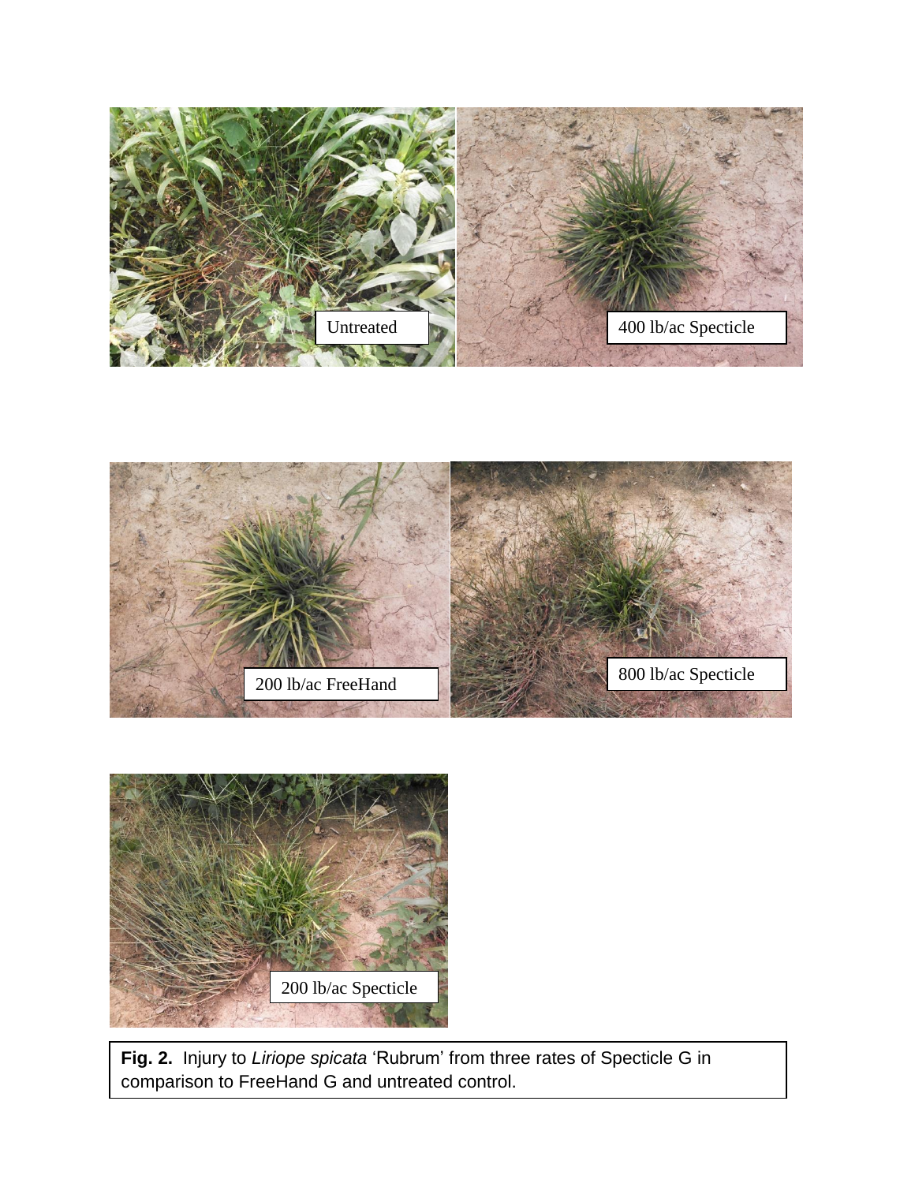**Fig. 2.** Injury to *Liriope spicata* 'Rubrum' from three rates of Specticle G in comparison to FreeHand G and untreated control.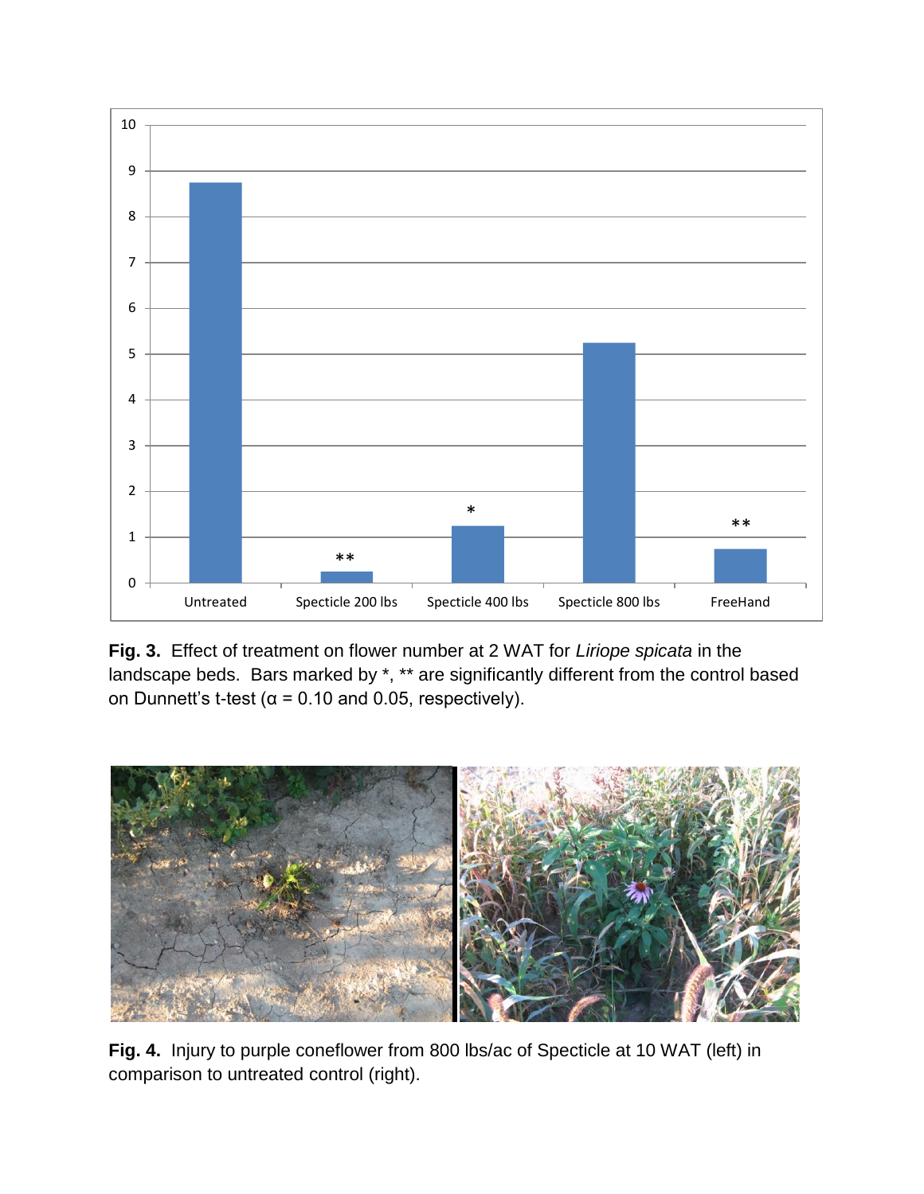**Fig. 3.** Effect of treatment on flower number at 2 WAT for *Liriope spicata* in the landscape beds. Bars marked by *, ** are significantly different from the control based on Dunnett's t-test (α = 0.10 and 0.05, respectively).

**Fig. 4.** Injury to purple coneflower from 800 lbs/ac of Specticle at 10 WAT (left) in comparison to untreated control (right).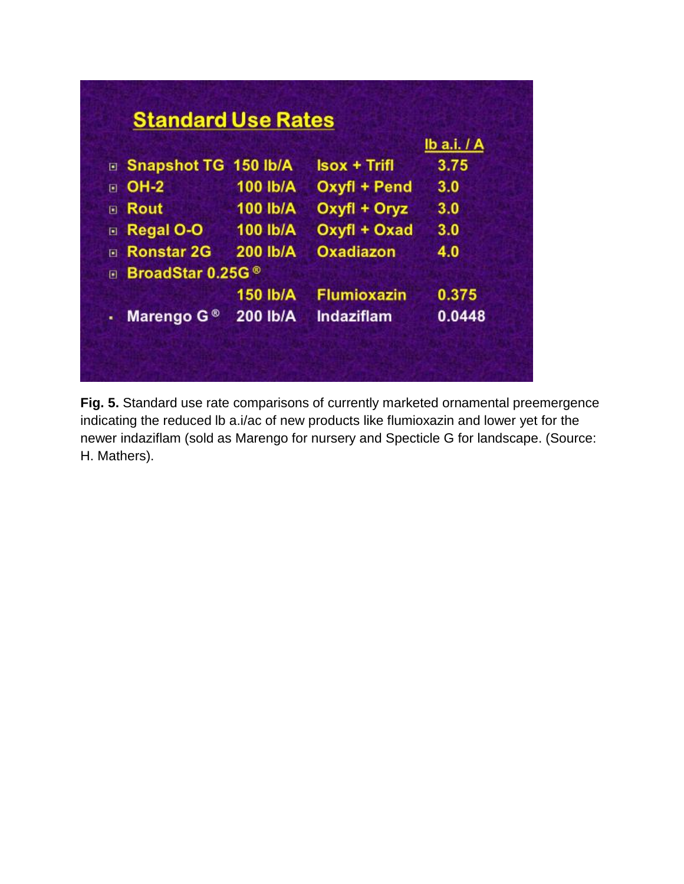## Standard Use Rates

| | | | lb a.i. / A |
|---|---|---|---|
| Snapshot TG | 150 lb/A | Isox + Trifl | 3.75 |
| OH-2 | 100 lb/A | Oxyfl + Pend | 3.0 |
| Rout | 100 lb/A | Oxyfl + Oryz | 3.0 |
| Regal O-O | 100 lb/A | Oxyfl + Oxad | 3.0 |
| Ronstar 2G | 200 lb/A | Oxadiazon | 4.0 |
| BroadStar 0.25G® | 150 lb/A | Flumioxazin | 0.375 |
| Marengo G® | 200 lb/A | Indaziflam | 0.0448 |

**Fig. 5.** Standard use rate comparisons of currently marketed ornamental preemergence indicating the reduced lb a.i/ac of new products like flumioxazin and lower yet for the newer indaziflam (sold as Marengo for nursery and Specticle G for landscape. (Source: H. Mathers).